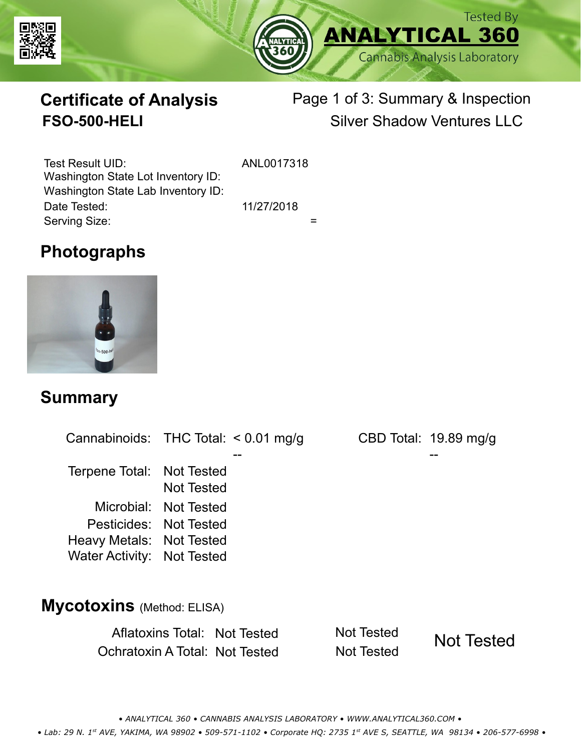Tested By
**ANALYTICAL 360**
Cannabis Analysis Laboratory

# Certificate of Analysis

**FSO-500-HELI**

Page 1 of 3: Summary & Inspection
Silver Shadow Ventures LLC

| | |
|---|---|
| Test Result UID: | ANL0017318 |
| Washington State Lot Inventory ID: | |
| Washington State Lab Inventory ID: | |
| Date Tested: | 11/27/2018 |
| Serving Size: | = |

## Photographs

## Summary

| | | | | |
|---|---|---|---|---|
| Cannabinoids: | THC Total: | < 0.01 mg/g | CBD Total: | 19.89 mg/g |
| | | -- | | -- |
| Terpene Total: | Not Tested | | | |
| | Not Tested | | | |
| Microbial: | Not Tested | | | |
| Pesticides: | Not Tested | | | |
| Heavy Metals: | Not Tested | | | |
| Water Activity: | Not Tested | | | |

## Mycotoxins (Method: ELISA)

| | | | |
|---|---|---|---|
| Aflatoxins Total: | Not Tested | Not Tested | Not Tested |
| Ochratoxin A Total: | Not Tested | Not Tested | |

• ANALYTICAL 360 • CANNABIS ANALYSIS LABORATORY • WWW.ANALYTICAL360.COM •
• Lab: 29 N. 1st AVE, YAKIMA, WA 98902 • 509-571-1102 • Corporate HQ: 2735 1st AVE S, SEATTLE, WA 98134 • 206-577-6998 •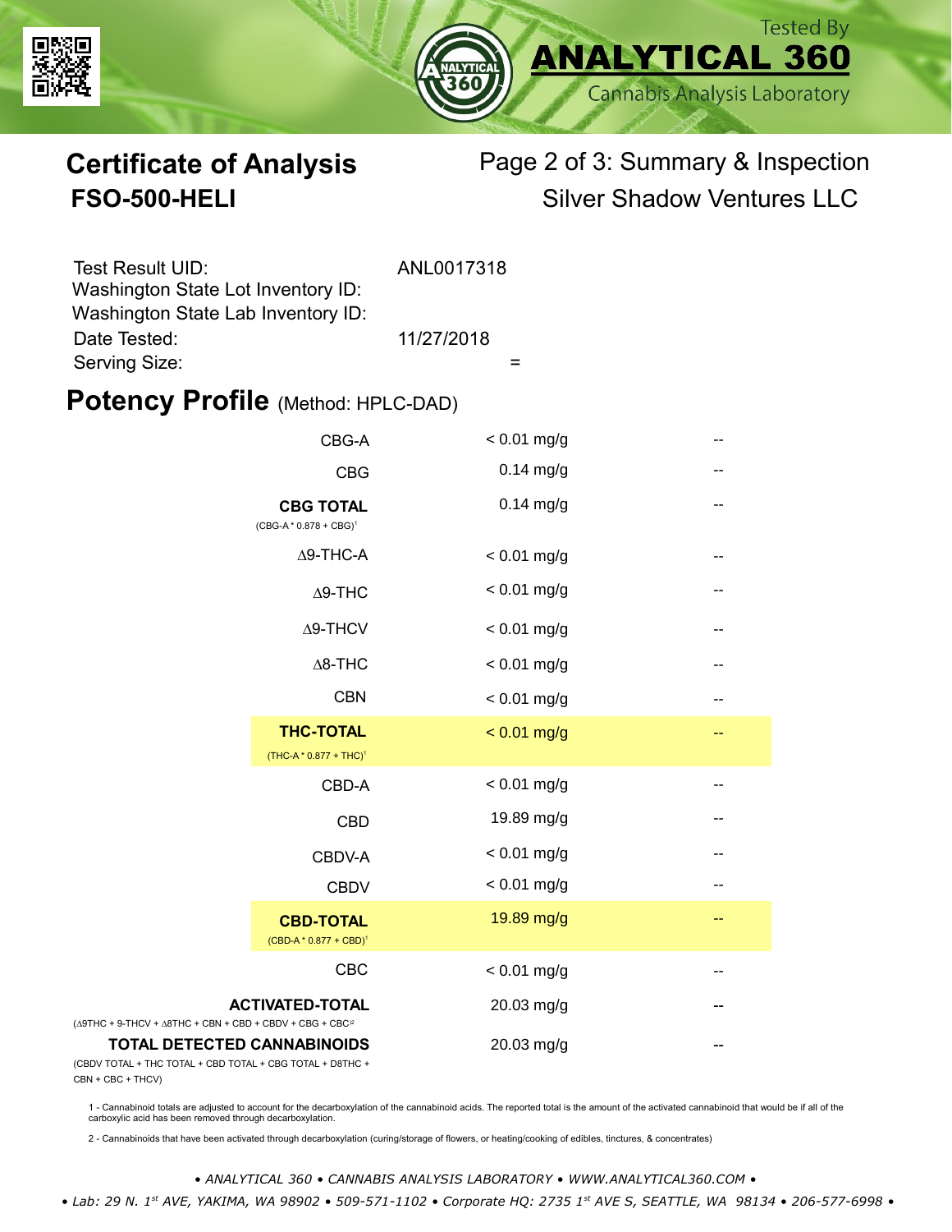# Certificate of Analysis

**FSO-500-HELI**

Page 2 of 3: Summary & Inspection

Silver Shadow Ventures LLC

| | |
|---|---|
| Test Result UID: | ANL0017318 |
| Washington State Lot Inventory ID: | |
| Washington State Lab Inventory ID: | |
| Date Tested: | 11/27/2018 |
| Serving Size: | = |

## Potency Profile (Method: HPLC-DAD)

| Cannabinoid | Result | |
|---|---|---|
| CBG-A | < 0.01 mg/g | -- |
| CBG | 0.14 mg/g | -- |
| **CBG TOTAL** (CBG-A * 0.878 + CBG)[1] | 0.14 mg/g | -- |
| Δ9-THC-A | < 0.01 mg/g | -- |
| Δ9-THC | < 0.01 mg/g | -- |
| Δ9-THCV | < 0.01 mg/g | -- |
| Δ8-THC | < 0.01 mg/g | -- |
| CBN | < 0.01 mg/g | -- |
| **THC-TOTAL** (THC-A * 0.877 + THC)[1] | < 0.01 mg/g | -- |
| CBD-A | < 0.01 mg/g | -- |
| CBD | 19.89 mg/g | -- |
| CBDV-A | < 0.01 mg/g | -- |
| CBDV | < 0.01 mg/g | -- |
| **CBD-TOTAL** (CBD-A * 0.877 + CBD)[1] | 19.89 mg/g | -- |
| CBC | < 0.01 mg/g | -- |
| **ACTIVATED-TOTAL** (Δ9THC + 9-THCV + Δ8THC + CBN + CBD + CBDV + CBG + CBC)[2] | 20.03 mg/g | -- |
| **TOTAL DETECTED CANNABINOIDS** (CBDV TOTAL + THC TOTAL + CBD TOTAL + CBG TOTAL + D8THC + CBN + CBC + THCV) | 20.03 mg/g | -- |

1 - Cannabinoid totals are adjusted to account for the decarboxylation of the cannabinoid acids. The reported total is the amount of the activated cannabinoid that would be if all of the carboxylic acid has been removed through decarboxylation.

2 - Cannabinoids that have been activated through decarboxylation (curing/storage of flowers, or heating/cooking of edibles, tinctures, & concentrates)

*• ANALYTICAL 360 • CANNABIS ANALYSIS LABORATORY • WWW.ANALYTICAL360.COM •*

*• Lab: 29 N. 1st AVE, YAKIMA, WA 98902 • 509-571-1102 • Corporate HQ: 2735 1st AVE S, SEATTLE, WA 98134 • 206-577-6998 •*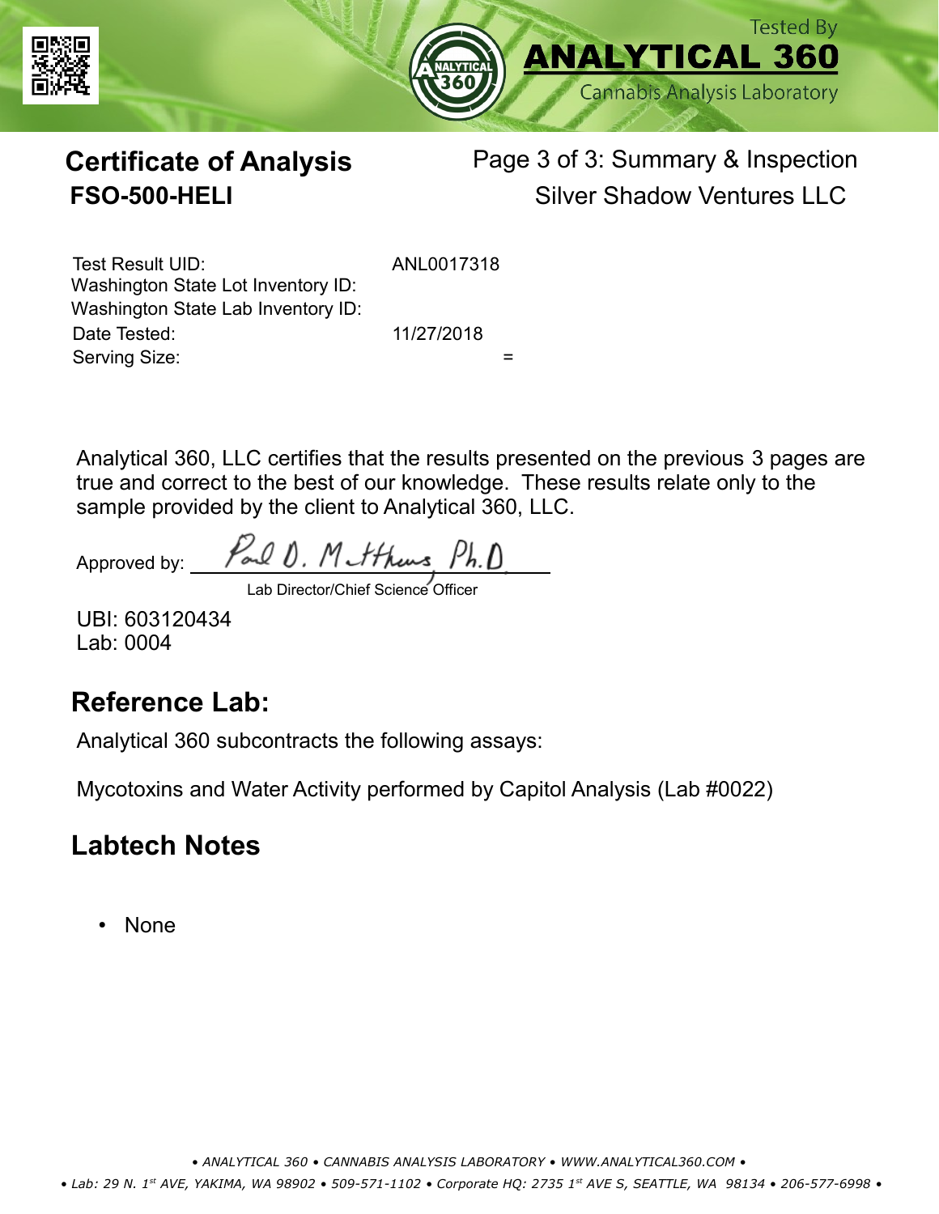Tested By
**ANALYTICAL 360**
Cannabis Analysis Laboratory

## Certificate of Analysis
## FSO-500-HELI

Page 3 of 3: Summary & Inspection
Silver Shadow Ventures LLC

| | |
|---|---|
| Test Result UID: | ANL0017318 |
| Washington State Lot Inventory ID: | |
| Washington State Lab Inventory ID: | |
| Date Tested: | 11/27/2018 |
| Serving Size: | = |

Analytical 360, LLC certifies that the results presented on the previous 3 pages are true and correct to the best of our knowledge. These results relate only to the sample provided by the client to Analytical 360, LLC.

Approved by: Paul D. Matthews, Ph.D
Lab Director/Chief Science Officer

UBI: 603120434
Lab: 0004

## Reference Lab:

Analytical 360 subcontracts the following assays:

Mycotoxins and Water Activity performed by Capitol Analysis (Lab #0022)

## Labtech Notes

- None

*• ANALYTICAL 360 • CANNABIS ANALYSIS LABORATORY • WWW.ANALYTICAL360.COM •*
*• Lab: 29 N. 1st AVE, YAKIMA, WA 98902 • 509-571-1102 • Corporate HQ: 2735 1st AVE S, SEATTLE, WA 98134 • 206-577-6998 •*